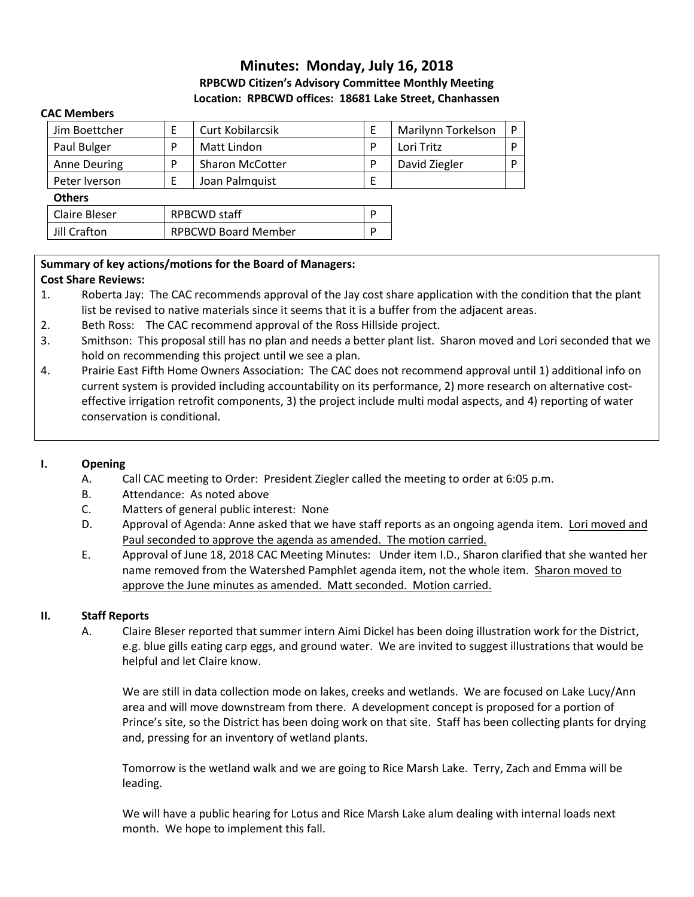# Minutes: Monday, July 16, 2018

**RPBCWD Citizen's Advisory Committee Monthly Meeting**

**Location: RPBCWD offices: 18681 Lake Street, Chanhassen**

**CAC Members**

| | | | | | |
|---|---|---|---|---|---|
| Jim Boettcher | E | Curt Kobilarcsik | E | Marilynn Torkelson | P |
| Paul Bulger | P | Matt Lindon | P | Lori Tritz | P |
| Anne Deuring | P | Sharon McCotter | P | David Ziegler | P |
| Peter Iverson | E | Joan Palmquist | E | | |

**Others**

| | | |
|---|---|---|
| Claire Bleser | RPBCWD staff | P |
| Jill Crafton | RPBCWD Board Member | P |

**Summary of key actions/motions for the Board of Managers:**

**Cost Share Reviews:**

1. Roberta Jay: The CAC recommends approval of the Jay cost share application with the condition that the plant list be revised to native materials since it seems that it is a buffer from the adjacent areas.
2. Beth Ross: The CAC recommend approval of the Ross Hillside project.
3. Smithson: This proposal still has no plan and needs a better plant list. Sharon moved and Lori seconded that we hold on recommending this project until we see a plan.
4. Prairie East Fifth Home Owners Association: The CAC does not recommend approval until 1) additional info on current system is provided including accountability on its performance, 2) more research on alternative cost-effective irrigation retrofit components, 3) the project include multi modal aspects, and 4) reporting of water conservation is conditional.

## I. Opening

A. Call CAC meeting to Order: President Ziegler called the meeting to order at 6:05 p.m.

B. Attendance: As noted above

C. Matters of general public interest: None

D. Approval of Agenda: Anne asked that we have staff reports as an ongoing agenda item. Lori moved and Paul seconded to approve the agenda as amended. The motion carried.

E. Approval of June 18, 2018 CAC Meeting Minutes: Under item I.D., Sharon clarified that she wanted her name removed from the Watershed Pamphlet agenda item, not the whole item. Sharon moved to approve the June minutes as amended. Matt seconded. Motion carried.

## II. Staff Reports

A. Claire Bleser reported that summer intern Aimi Dickel has been doing illustration work for the District, e.g. blue gills eating carp eggs, and ground water. We are invited to suggest illustrations that would be helpful and let Claire know.

We are still in data collection mode on lakes, creeks and wetlands. We are focused on Lake Lucy/Ann area and will move downstream from there. A development concept is proposed for a portion of Prince's site, so the District has been doing work on that site. Staff has been collecting plants for drying and, pressing for an inventory of wetland plants.

Tomorrow is the wetland walk and we are going to Rice Marsh Lake. Terry, Zach and Emma will be leading.

We will have a public hearing for Lotus and Rice Marsh Lake alum dealing with internal loads next month. We hope to implement this fall.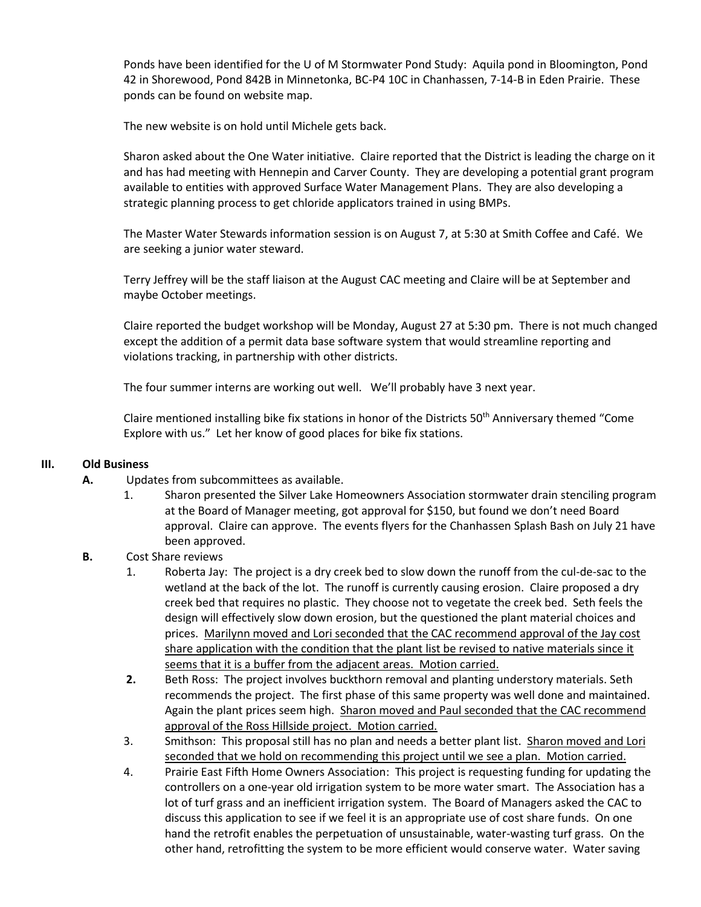Ponds have been identified for the U of M Stormwater Pond Study: Aquila pond in Bloomington, Pond 42 in Shorewood, Pond 842B in Minnetonka, BC-P4 10C in Chanhassen, 7-14-B in Eden Prairie. These ponds can be found on website map.

The new website is on hold until Michele gets back.

Sharon asked about the One Water initiative. Claire reported that the District is leading the charge on it and has had meeting with Hennepin and Carver County. They are developing a potential grant program available to entities with approved Surface Water Management Plans. They are also developing a strategic planning process to get chloride applicators trained in using BMPs.

The Master Water Stewards information session is on August 7, at 5:30 at Smith Coffee and Café. We are seeking a junior water steward.

Terry Jeffrey will be the staff liaison at the August CAC meeting and Claire will be at September and maybe October meetings.

Claire reported the budget workshop will be Monday, August 27 at 5:30 pm. There is not much changed except the addition of a permit data base software system that would streamline reporting and violations tracking, in partnership with other districts.

The four summer interns are working out well. We'll probably have 3 next year.

Claire mentioned installing bike fix stations in honor of the Districts 50th Anniversary themed "Come Explore with us." Let her know of good places for bike fix stations.

## III. Old Business

**A.** Updates from subcommittees as available.

1. Sharon presented the Silver Lake Homeowners Association stormwater drain stenciling program at the Board of Manager meeting, got approval for $150, but found we don't need Board approval. Claire can approve. The events flyers for the Chanhassen Splash Bash on July 21 have been approved.

**B.** Cost Share reviews

1. Roberta Jay: The project is a dry creek bed to slow down the runoff from the cul-de-sac to the wetland at the back of the lot. The runoff is currently causing erosion. Claire proposed a dry creek bed that requires no plastic. They choose not to vegetate the creek bed. Seth feels the design will effectively slow down erosion, but the questioned the plant material choices and prices. <u>Marilynn moved and Lori seconded that the CAC recommend approval of the Jay cost share application with the condition that the plant list be revised to native materials since it seems that it is a buffer from the adjacent areas. Motion carried.</u>
2. Beth Ross: The project involves buckthorn removal and planting understory materials. Seth recommends the project. The first phase of this same property was well done and maintained. Again the plant prices seem high. <u>Sharon moved and Paul seconded that the CAC recommend approval of the Ross Hillside project. Motion carried.</u>
3. Smithson: This proposal still has no plan and needs a better plant list. <u>Sharon moved and Lori seconded that we hold on recommending this project until we see a plan. Motion carried.</u>
4. Prairie East Fifth Home Owners Association: This project is requesting funding for updating the controllers on a one-year old irrigation system to be more water smart. The Association has a lot of turf grass and an inefficient irrigation system. The Board of Managers asked the CAC to discuss this application to see if we feel it is an appropriate use of cost share funds. On one hand the retrofit enables the perpetuation of unsustainable, water-wasting turf grass. On the other hand, retrofitting the system to be more efficient would conserve water. Water saving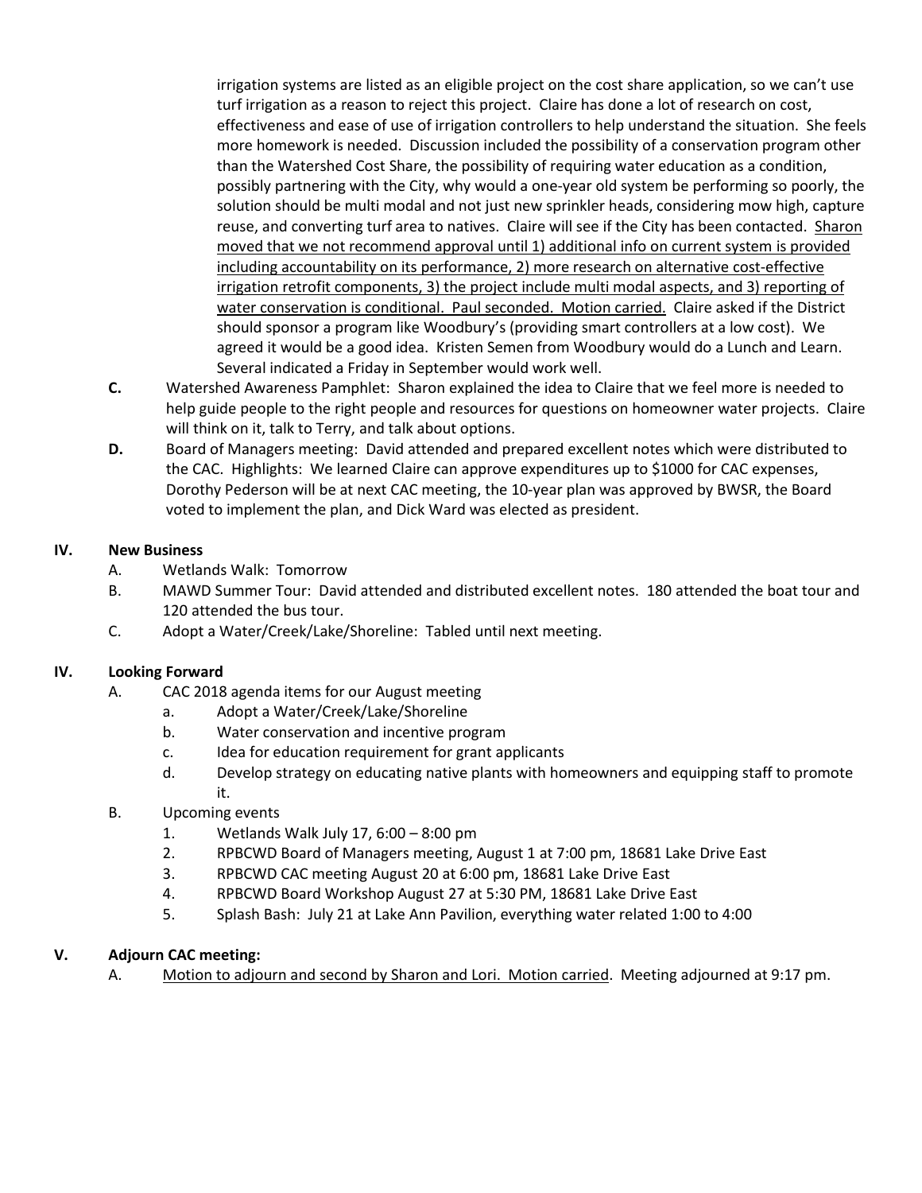irrigation systems are listed as an eligible project on the cost share application, so we can't use turf irrigation as a reason to reject this project. Claire has done a lot of research on cost, effectiveness and ease of use of irrigation controllers to help understand the situation. She feels more homework is needed. Discussion included the possibility of a conservation program other than the Watershed Cost Share, the possibility of requiring water education as a condition, possibly partnering with the City, why would a one-year old system be performing so poorly, the solution should be multi modal and not just new sprinkler heads, considering mow high, capture reuse, and converting turf area to natives. Claire will see if the City has been contacted. <u>Sharon moved that we not recommend approval until 1) additional info on current system is provided including accountability on its performance, 2) more research on alternative cost-effective irrigation retrofit components, 3) the project include multi modal aspects, and 3) reporting of water conservation is conditional. Paul seconded. Motion carried.</u> Claire asked if the District should sponsor a program like Woodbury's (providing smart controllers at a low cost). We agreed it would be a good idea. Kristen Semen from Woodbury would do a Lunch and Learn. Several indicated a Friday in September would work well.

**C.** Watershed Awareness Pamphlet: Sharon explained the idea to Claire that we feel more is needed to help guide people to the right people and resources for questions on homeowner water projects. Claire will think on it, talk to Terry, and talk about options.

**D.** Board of Managers meeting: David attended and prepared excellent notes which were distributed to the CAC. Highlights: We learned Claire can approve expenditures up to $1000 for CAC expenses, Dorothy Pederson will be at next CAC meeting, the 10-year plan was approved by BWSR, the Board voted to implement the plan, and Dick Ward was elected as president.

## IV. New Business

A. Wetlands Walk: Tomorrow

B. MAWD Summer Tour: David attended and distributed excellent notes. 180 attended the boat tour and 120 attended the bus tour.

C. Adopt a Water/Creek/Lake/Shoreline: Tabled until next meeting.

## IV. Looking Forward

A. CAC 2018 agenda items for our August meeting

- a. Adopt a Water/Creek/Lake/Shoreline
- b. Water conservation and incentive program
- c. Idea for education requirement for grant applicants
- d. Develop strategy on educating native plants with homeowners and equipping staff to promote it.

B. Upcoming events

1. Wetlands Walk July 17, 6:00 – 8:00 pm
2. RPBCWD Board of Managers meeting, August 1 at 7:00 pm, 18681 Lake Drive East
3. RPBCWD CAC meeting August 20 at 6:00 pm, 18681 Lake Drive East
4. RPBCWD Board Workshop August 27 at 5:30 PM, 18681 Lake Drive East
5. Splash Bash: July 21 at Lake Ann Pavilion, everything water related 1:00 to 4:00

## V. Adjourn CAC meeting:

A. <u>Motion to adjourn and second by Sharon and Lori. Motion carried</u>. Meeting adjourned at 9:17 pm.